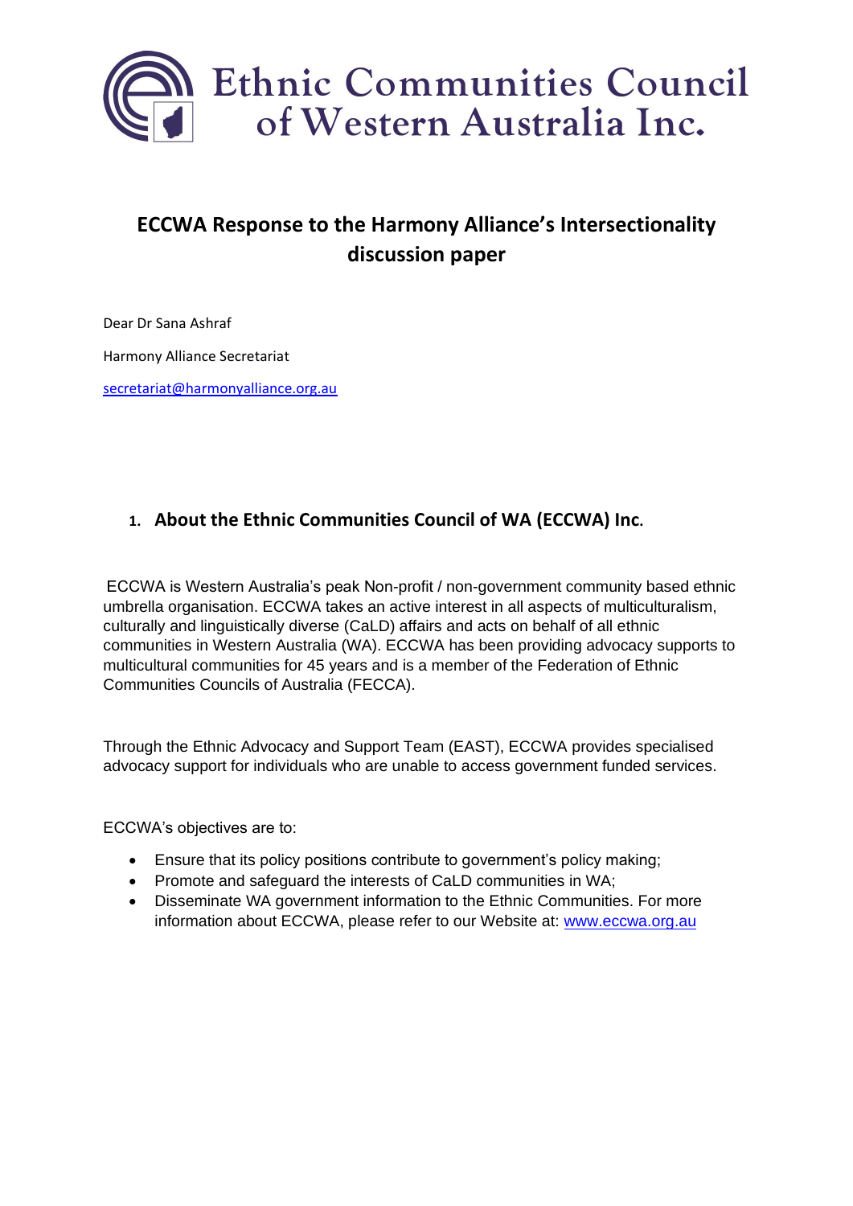# Ethnic Communities Council of Western Australia Inc.

## ECCWA Response to the Harmony Alliance's Intersectionality discussion paper

Dear Dr Sana Ashraf

Harmony Alliance Secretariat

secretariat@harmonyalliance.org.au

### 1. About the Ethnic Communities Council of WA (ECCWA) Inc.

ECCWA is Western Australia's peak Non-profit / non-government community based ethnic umbrella organisation. ECCWA takes an active interest in all aspects of multiculturalism, culturally and linguistically diverse (CaLD) affairs and acts on behalf of all ethnic communities in Western Australia (WA). ECCWA has been providing advocacy supports to multicultural communities for 45 years and is a member of the Federation of Ethnic Communities Councils of Australia (FECCA).

Through the Ethnic Advocacy and Support Team (EAST), ECCWA provides specialised advocacy support for individuals who are unable to access government funded services.

ECCWA's objectives are to:

- Ensure that its policy positions contribute to government's policy making;
- Promote and safeguard the interests of CaLD communities in WA;
- Disseminate WA government information to the Ethnic Communities. For more information about ECCWA, please refer to our Website at: www.eccwa.org.au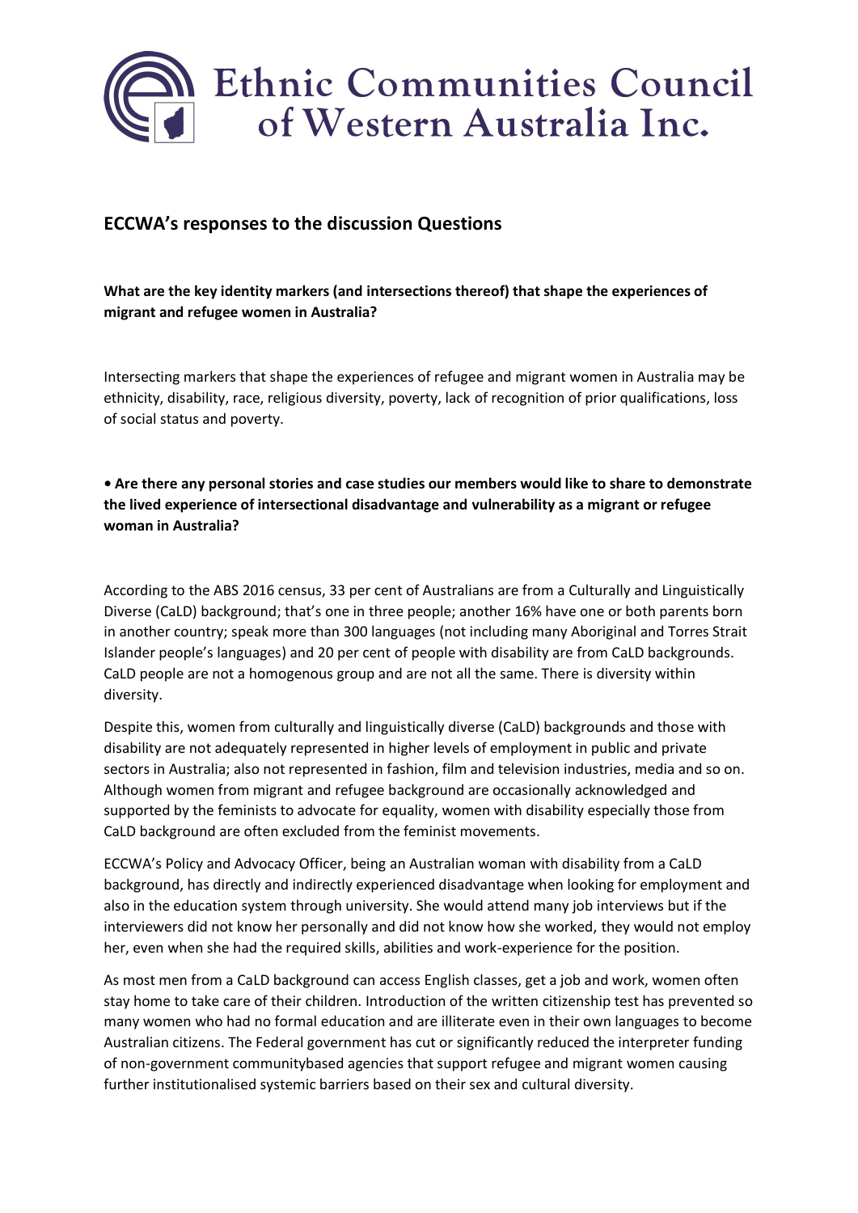# Ethnic Communities Council of Western Australia Inc.

## ECCWA's responses to the discussion Questions

**What are the key identity markers (and intersections thereof) that shape the experiences of migrant and refugee women in Australia?**

Intersecting markers that shape the experiences of refugee and migrant women in Australia may be ethnicity, disability, race, religious diversity, poverty, lack of recognition of prior qualifications, loss of social status and poverty.

**• Are there any personal stories and case studies our members would like to share to demonstrate the lived experience of intersectional disadvantage and vulnerability as a migrant or refugee woman in Australia?**

According to the ABS 2016 census, 33 per cent of Australians are from a Culturally and Linguistically Diverse (CaLD) background; that's one in three people; another 16% have one or both parents born in another country; speak more than 300 languages (not including many Aboriginal and Torres Strait Islander people's languages) and 20 per cent of people with disability are from CaLD backgrounds. CaLD people are not a homogenous group and are not all the same. There is diversity within diversity.

Despite this, women from culturally and linguistically diverse (CaLD) backgrounds and those with disability are not adequately represented in higher levels of employment in public and private sectors in Australia; also not represented in fashion, film and television industries, media and so on. Although women from migrant and refugee background are occasionally acknowledged and supported by the feminists to advocate for equality, women with disability especially those from CaLD background are often excluded from the feminist movements.

ECCWA's Policy and Advocacy Officer, being an Australian woman with disability from a CaLD background, has directly and indirectly experienced disadvantage when looking for employment and also in the education system through university. She would attend many job interviews but if the interviewers did not know her personally and did not know how she worked, they would not employ her, even when she had the required skills, abilities and work-experience for the position.

As most men from a CaLD background can access English classes, get a job and work, women often stay home to take care of their children. Introduction of the written citizenship test has prevented so many women who had no formal education and are illiterate even in their own languages to become Australian citizens. The Federal government has cut or significantly reduced the interpreter funding of non-government communitybased agencies that support refugee and migrant women causing further institutionalised systemic barriers based on their sex and cultural diversity.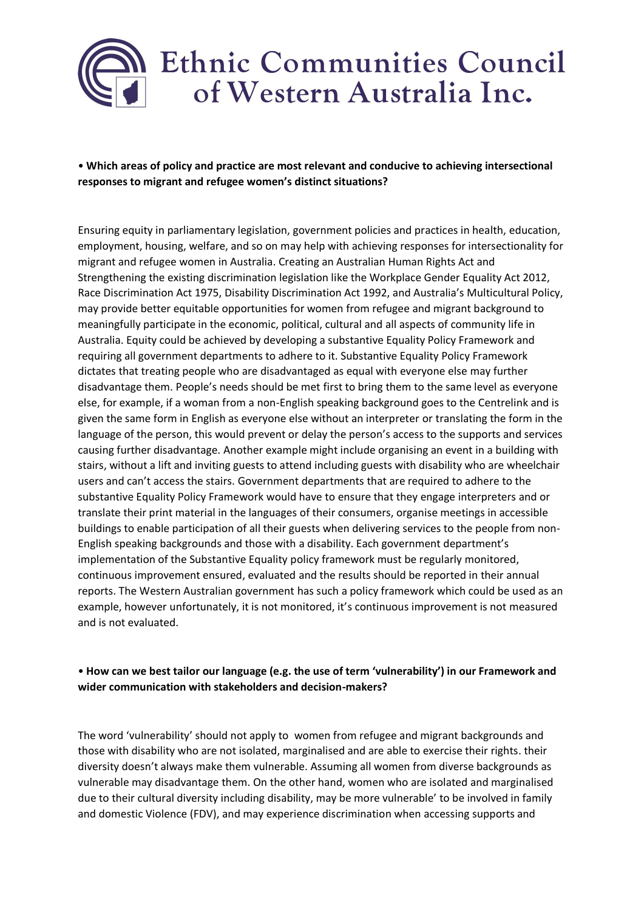# Ethnic Communities Council of Western Australia Inc.

• **Which areas of policy and practice are most relevant and conducive to achieving intersectional responses to migrant and refugee women's distinct situations?**

Ensuring equity in parliamentary legislation, government policies and practices in health, education, employment, housing, welfare, and so on may help with achieving responses for intersectionality for migrant and refugee women in Australia. Creating an Australian Human Rights Act and Strengthening the existing discrimination legislation like the Workplace Gender Equality Act 2012, Race Discrimination Act 1975, Disability Discrimination Act 1992, and Australia's Multicultural Policy, may provide better equitable opportunities for women from refugee and migrant background to meaningfully participate in the economic, political, cultural and all aspects of community life in Australia. Equity could be achieved by developing a substantive Equality Policy Framework and requiring all government departments to adhere to it. Substantive Equality Policy Framework dictates that treating people who are disadvantaged as equal with everyone else may further disadvantage them. People's needs should be met first to bring them to the same level as everyone else, for example, if a woman from a non-English speaking background goes to the Centrelink and is given the same form in English as everyone else without an interpreter or translating the form in the language of the person, this would prevent or delay the person's access to the supports and services causing further disadvantage. Another example might include organising an event in a building with stairs, without a lift and inviting guests to attend including guests with disability who are wheelchair users and can't access the stairs. Government departments that are required to adhere to the substantive Equality Policy Framework would have to ensure that they engage interpreters and or translate their print material in the languages of their consumers, organise meetings in accessible buildings to enable participation of all their guests when delivering services to the people from non-English speaking backgrounds and those with a disability. Each government department's implementation of the Substantive Equality policy framework must be regularly monitored, continuous improvement ensured, evaluated and the results should be reported in their annual reports. The Western Australian government has such a policy framework which could be used as an example, however unfortunately, it is not monitored, it's continuous improvement is not measured and is not evaluated.

• **How can we best tailor our language (e.g. the use of term 'vulnerability') in our Framework and wider communication with stakeholders and decision-makers?**

The word 'vulnerability' should not apply to women from refugee and migrant backgrounds and those with disability who are not isolated, marginalised and are able to exercise their rights. their diversity doesn't always make them vulnerable. Assuming all women from diverse backgrounds as vulnerable may disadvantage them. On the other hand, women who are isolated and marginalised due to their cultural diversity including disability, may be more vulnerable' to be involved in family and domestic Violence (FDV), and may experience discrimination when accessing supports and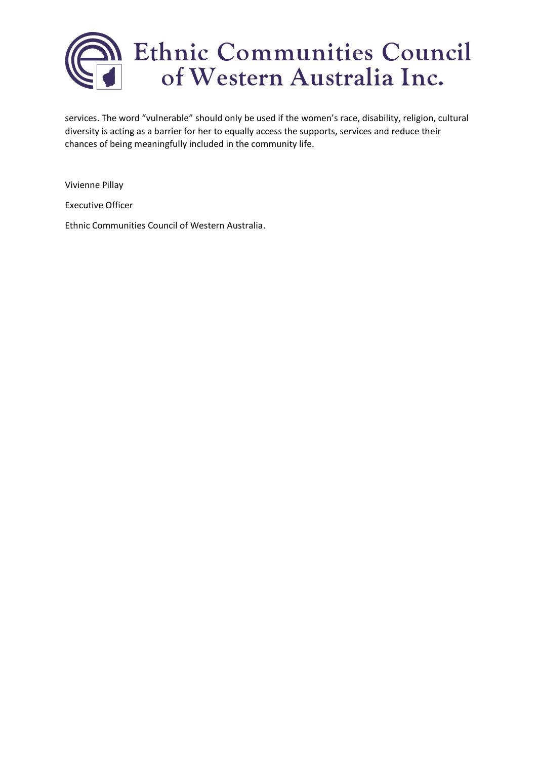services. The word "vulnerable" should only be used if the women's race, disability, religion, cultural diversity is acting as a barrier for her to equally access the supports, services and reduce their chances of being meaningfully included in the community life.

Vivienne Pillay

Executive Officer

Ethnic Communities Council of Western Australia.